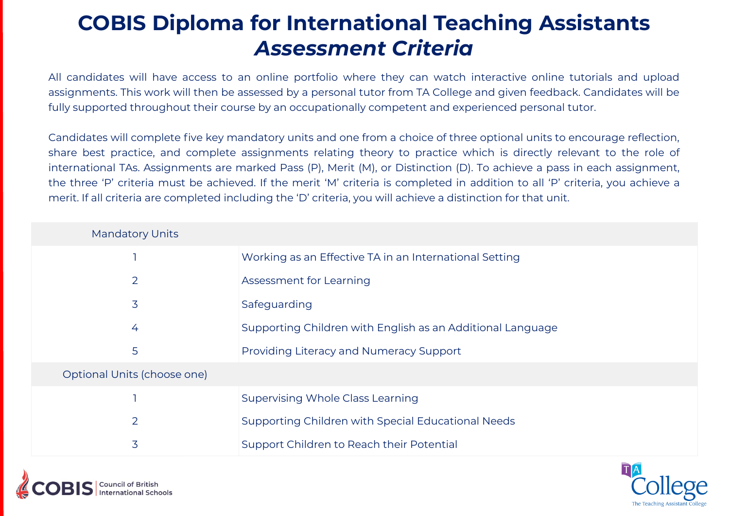# COBIS Diploma for International Teaching Assistants
## *Assessment Criteria*

All candidates will have access to an online portfolio where they can watch interactive online tutorials and upload assignments. This work will then be assessed by a personal tutor from TA College and given feedback. Candidates will be fully supported throughout their course by an occupationally competent and experienced personal tutor.

Candidates will complete five key mandatory units and one from a choice of three optional units to encourage reflection, share best practice, and complete assignments relating theory to practice which is directly relevant to the role of international TAs. Assignments are marked Pass (P), Merit (M), or Distinction (D). To achieve a pass in each assignment, the three 'P' criteria must be achieved. If the merit 'M' criteria is completed in addition to all 'P' criteria, you achieve a merit. If all criteria are completed including the 'D' criteria, you will achieve a distinction for that unit.

| Mandatory Units | |
|---|---|
| 1 | Working as an Effective TA in an International Setting |
| 2 | Assessment for Learning |
| 3 | Safeguarding |
| 4 | Supporting Children with English as an Additional Language |
| 5 | Providing Literacy and Numeracy Support |
| **Optional Units (choose one)** | |
| 1 | Supervising Whole Class Learning |
| 2 | Supporting Children with Special Educational Needs |
| 3 | Support Children to Reach their Potential |

COBIS Council of British International Schools

TA College The Teaching Assistant College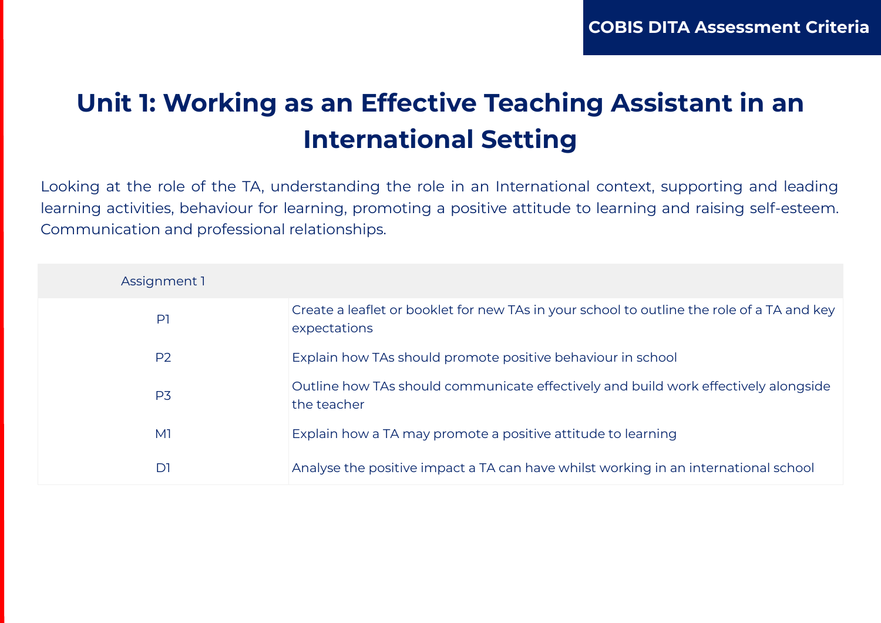# Unit 1: Working as an Effective Teaching Assistant in an International Setting

Looking at the role of the TA, understanding the role in an International context, supporting and leading learning activities, behaviour for learning, promoting a positive attitude to learning and raising self-esteem. Communication and professional relationships.

| Assignment 1 | |
|---|---|
| P1 | Create a leaflet or booklet for new TAs in your school to outline the role of a TA and key expectations |
| P2 | Explain how TAs should promote positive behaviour in school |
| P3 | Outline how TAs should communicate effectively and build work effectively alongside the teacher |
| M1 | Explain how a TA may promote a positive attitude to learning |
| D1 | Analyse the positive impact a TA can have whilst working in an international school |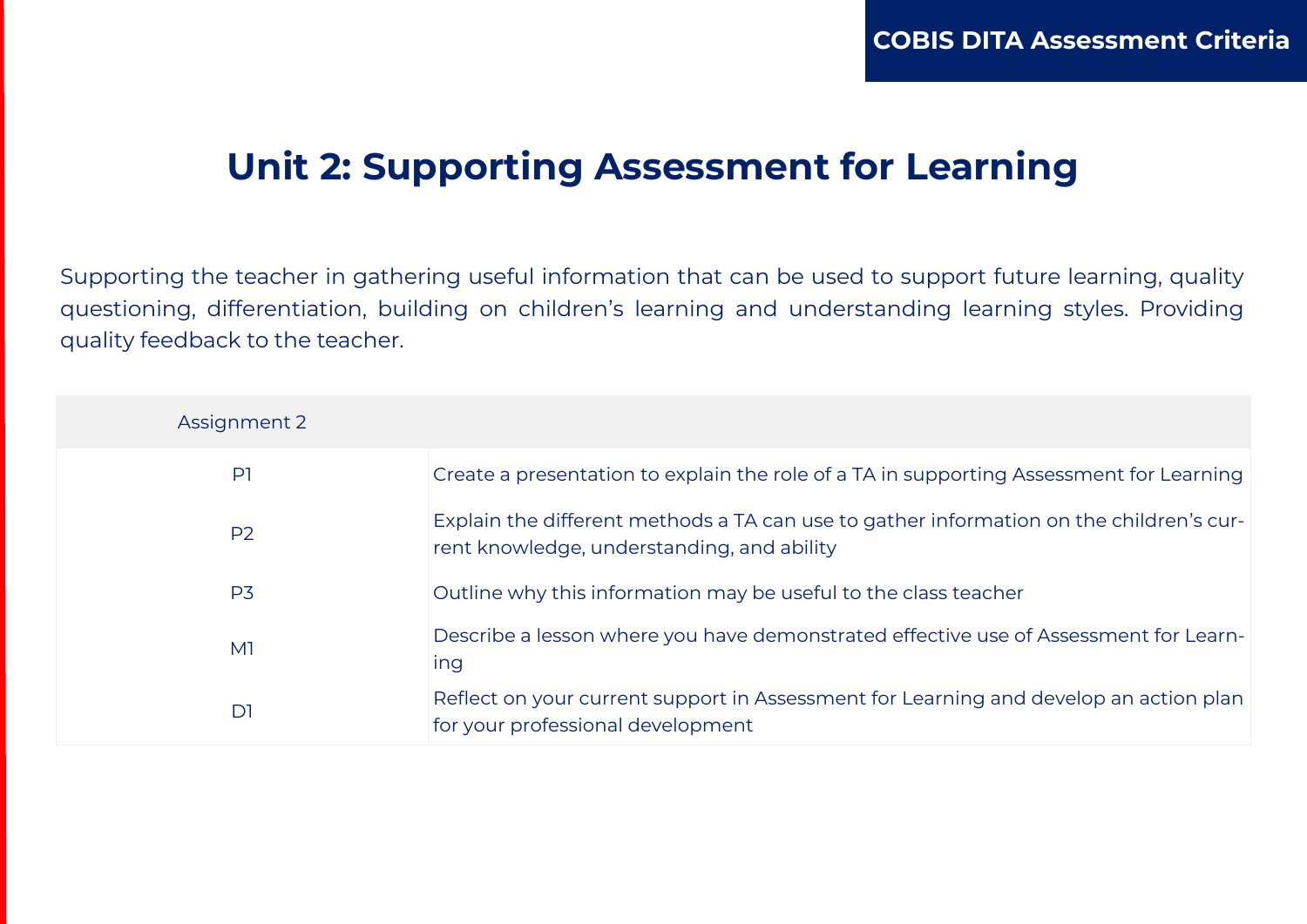# Unit 2: Supporting Assessment for Learning

Supporting the teacher in gathering useful information that can be used to support future learning, quality questioning, differentiation, building on children's learning and understanding learning styles. Providing quality feedback to the teacher.

| Assignment 2 | |
|---|---|
| P1 | Create a presentation to explain the role of a TA in supporting Assessment for Learning |
| P2 | Explain the different methods a TA can use to gather information on the children's current knowledge, understanding, and ability |
| P3 | Outline why this information may be useful to the class teacher |
| M1 | Describe a lesson where you have demonstrated effective use of Assessment for Learning |
| D1 | Reflect on your current support in Assessment for Learning and develop an action plan for your professional development |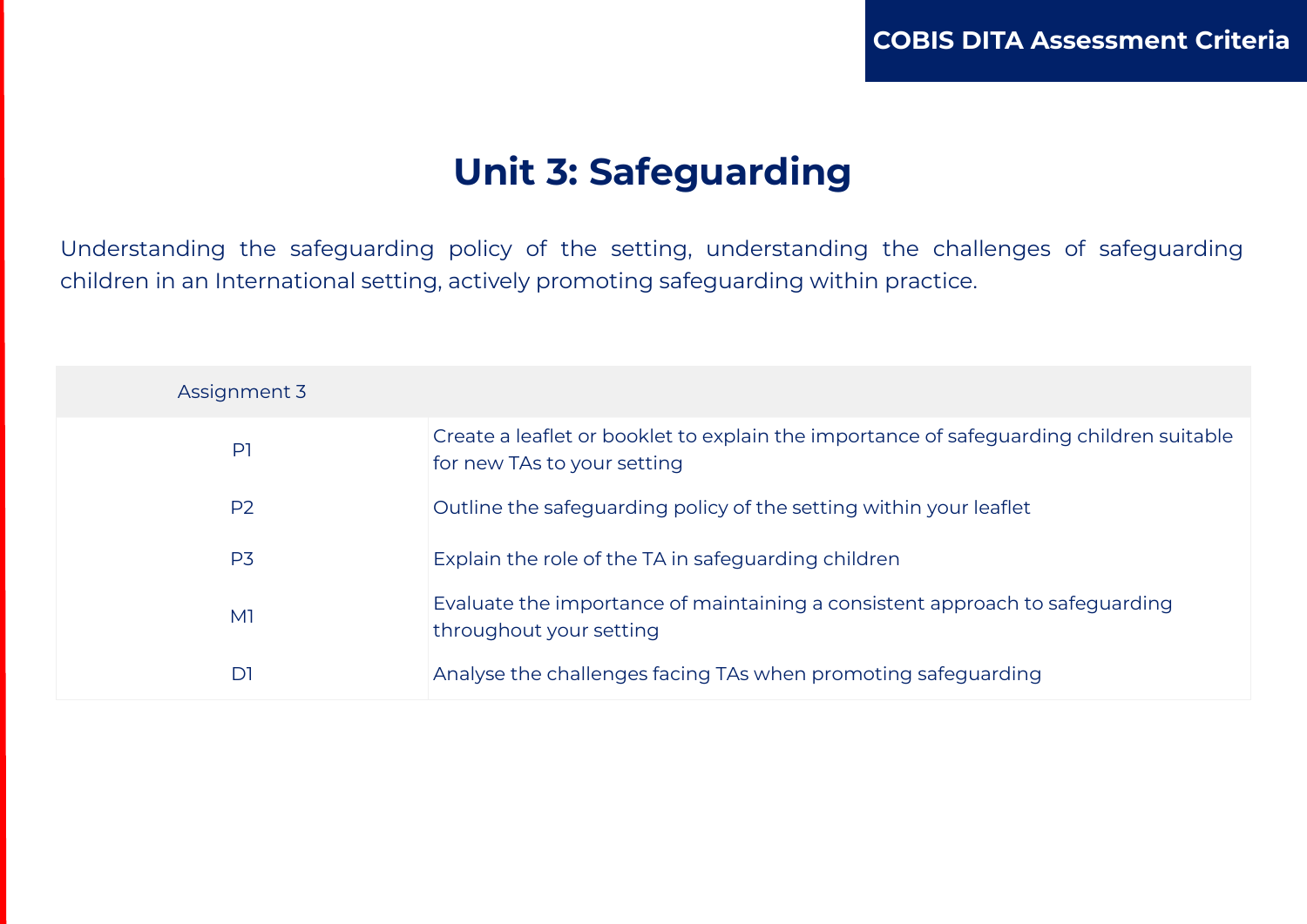# Unit 3: Safeguarding

Understanding the safeguarding policy of the setting, understanding the challenges of safeguarding children in an International setting, actively promoting safeguarding within practice.

| Assignment 3 | |
|---|---|
| P1 | Create a leaflet or booklet to explain the importance of safeguarding children suitable for new TAs to your setting |
| P2 | Outline the safeguarding policy of the setting within your leaflet |
| P3 | Explain the role of the TA in safeguarding children |
| M1 | Evaluate the importance of maintaining a consistent approach to safeguarding throughout your setting |
| D1 | Analyse the challenges facing TAs when promoting safeguarding |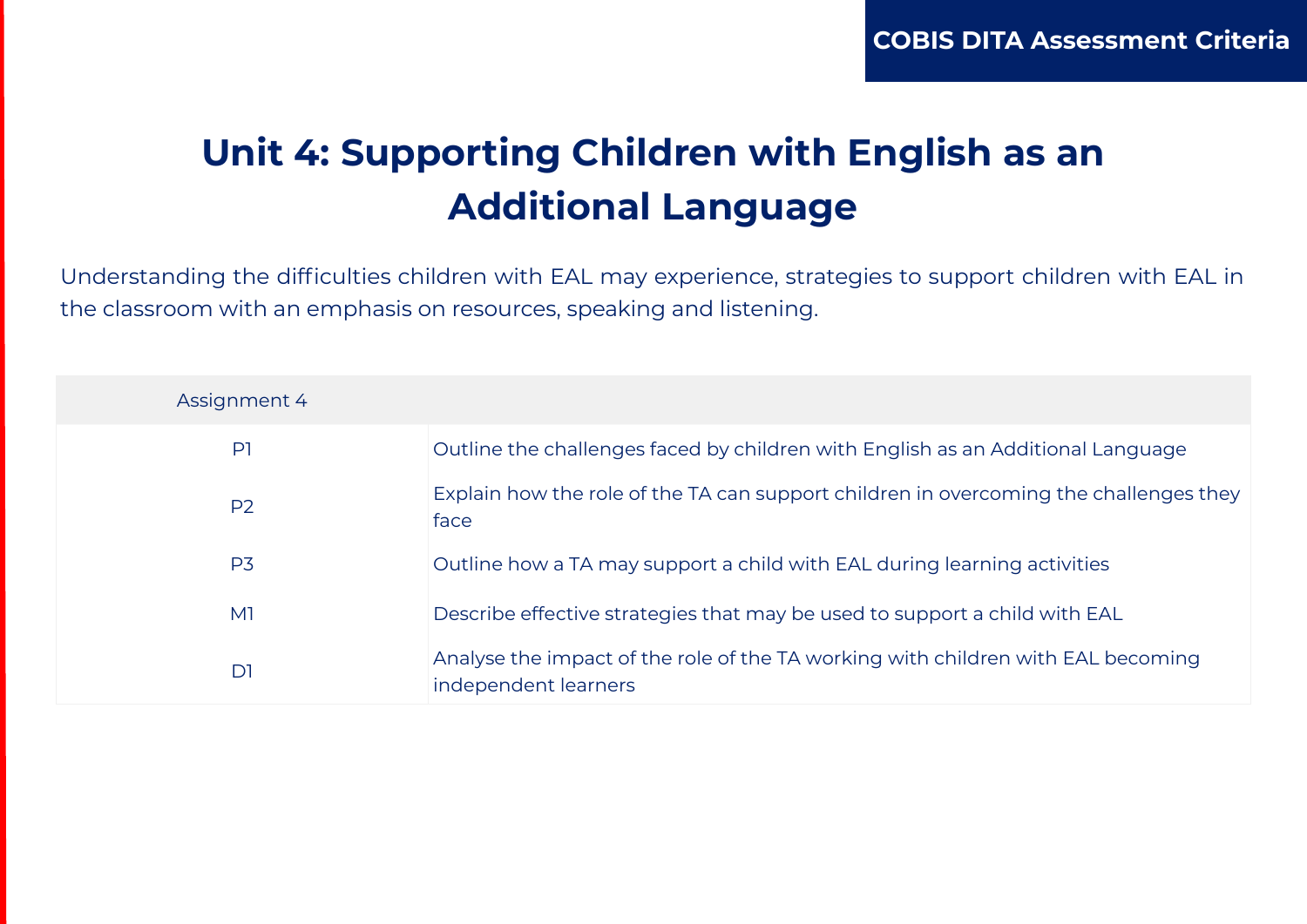# Unit 4: Supporting Children with English as an Additional Language

Understanding the difficulties children with EAL may experience, strategies to support children with EAL in the classroom with an emphasis on resources, speaking and listening.

| Assignment 4 | |
|---|---|
| P1 | Outline the challenges faced by children with English as an Additional Language |
| P2 | Explain how the role of the TA can support children in overcoming the challenges they face |
| P3 | Outline how a TA may support a child with EAL during learning activities |
| M1 | Describe effective strategies that may be used to support a child with EAL |
| D1 | Analyse the impact of the role of the TA working with children with EAL becoming independent learners |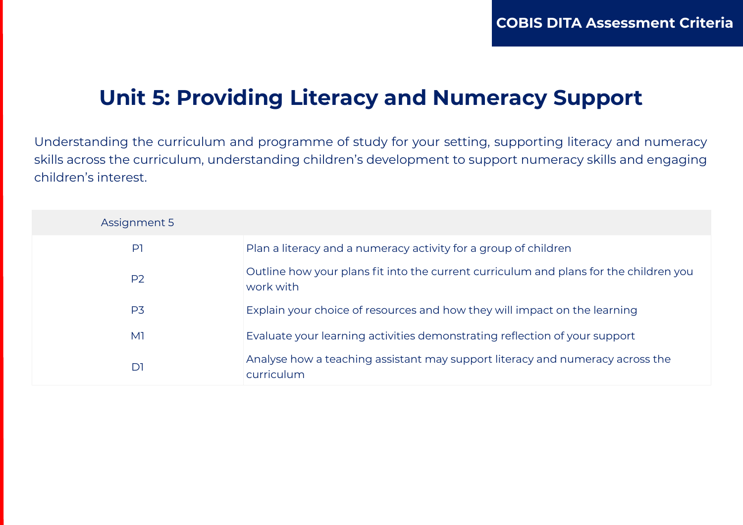# Unit 5: Providing Literacy and Numeracy Support

Understanding the curriculum and programme of study for your setting, supporting literacy and numeracy skills across the curriculum, understanding children's development to support numeracy skills and engaging children's interest.

| Assignment 5 | |
|---|---|
| P1 | Plan a literacy and a numeracy activity for a group of children |
| P2 | Outline how your plans fit into the current curriculum and plans for the children you work with |
| P3 | Explain your choice of resources and how they will impact on the learning |
| M1 | Evaluate your learning activities demonstrating reflection of your support |
| D1 | Analyse how a teaching assistant may support literacy and numeracy across the curriculum |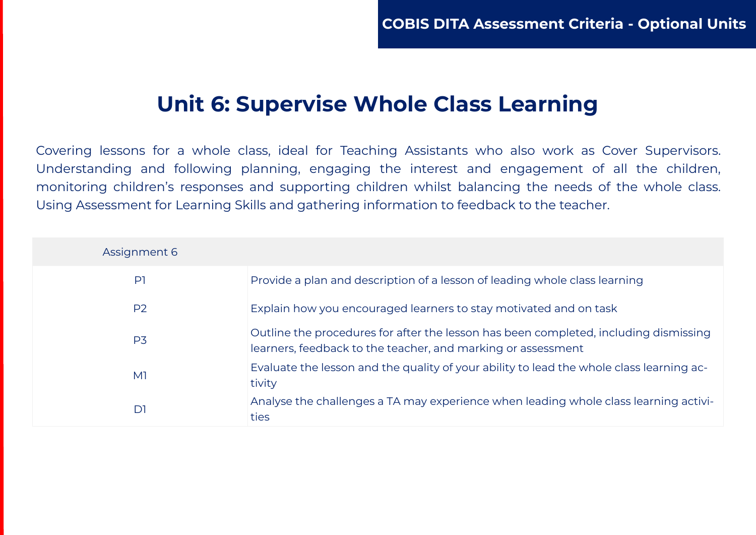# Unit 6: Supervise Whole Class Learning

Covering lessons for a whole class, ideal for Teaching Assistants who also work as Cover Supervisors. Understanding and following planning, engaging the interest and engagement of all the children, monitoring children's responses and supporting children whilst balancing the needs of the whole class. Using Assessment for Learning Skills and gathering information to feedback to the teacher.

| Assignment 6 | |
|---|---|
| P1 | Provide a plan and description of a lesson of leading whole class learning |
| P2 | Explain how you encouraged learners to stay motivated and on task |
| P3 | Outline the procedures for after the lesson has been completed, including dismissing learners, feedback to the teacher, and marking or assessment |
| M1 | Evaluate the lesson and the quality of your ability to lead the whole class learning activity |
| D1 | Analyse the challenges a TA may experience when leading whole class learning activities |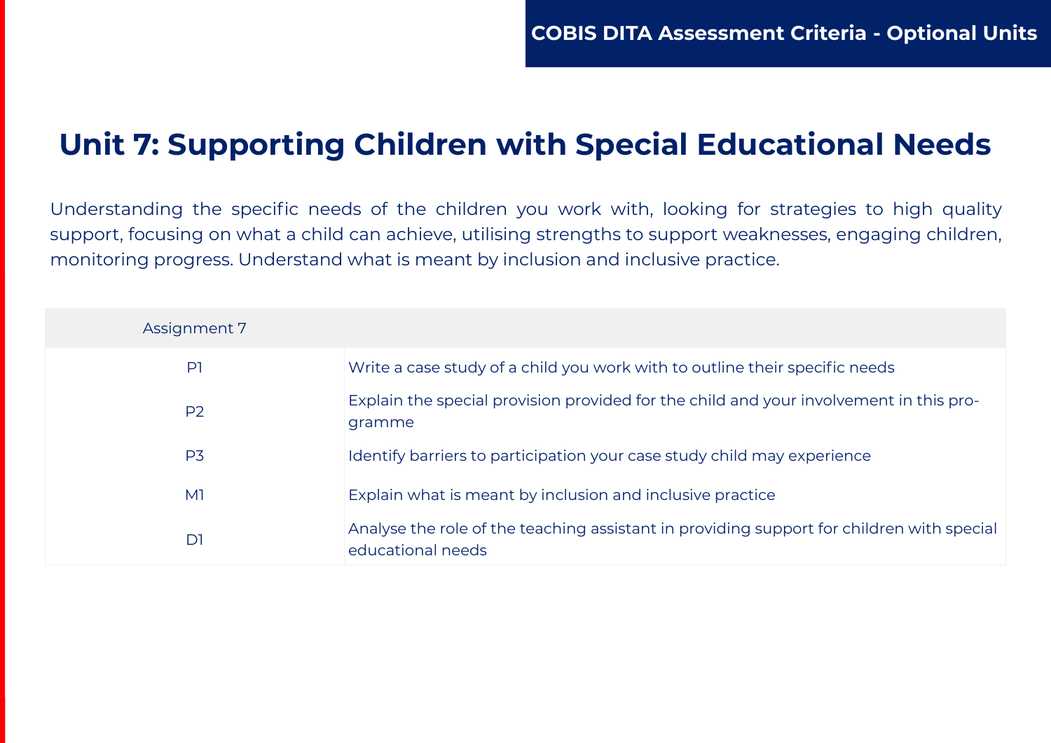# Unit 7: Supporting Children with Special Educational Needs

Understanding the specific needs of the children you work with, looking for strategies to high quality support, focusing on what a child can achieve, utilising strengths to support weaknesses, engaging children, monitoring progress. Understand what is meant by inclusion and inclusive practice.

| Assignment 7 | |
|---|---|
| P1 | Write a case study of a child you work with to outline their specific needs |
| P2 | Explain the special provision provided for the child and your involvement in this programme |
| P3 | Identify barriers to participation your case study child may experience |
| M1 | Explain what is meant by inclusion and inclusive practice |
| D1 | Analyse the role of the teaching assistant in providing support for children with special educational needs |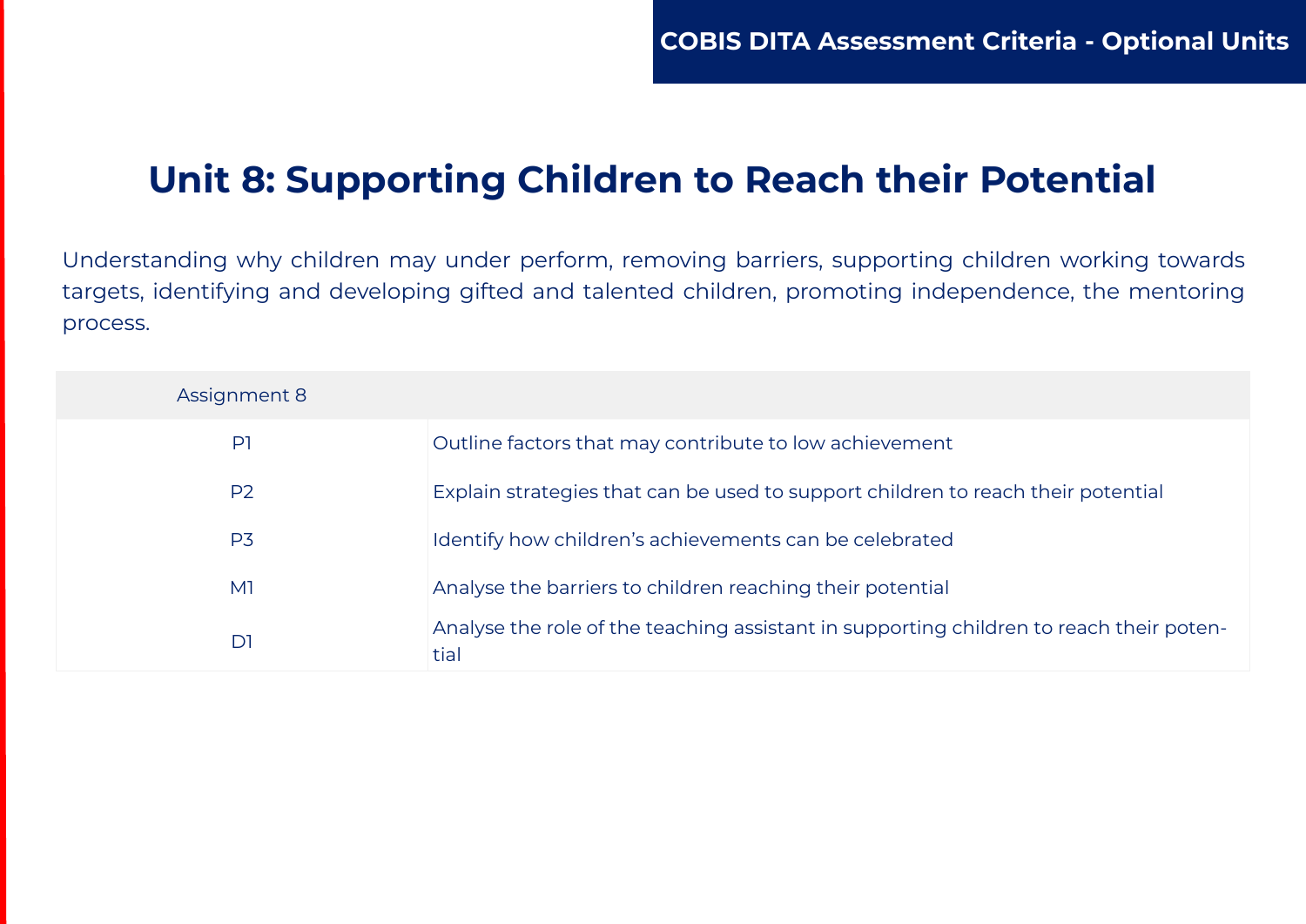# Unit 8: Supporting Children to Reach their Potential

Understanding why children may under perform, removing barriers, supporting children working towards targets, identifying and developing gifted and talented children, promoting independence, the mentoring process.

| Assignment 8 | |
|---|---|
| P1 | Outline factors that may contribute to low achievement |
| P2 | Explain strategies that can be used to support children to reach their potential |
| P3 | Identify how children's achievements can be celebrated |
| M1 | Analyse the barriers to children reaching their potential |
| D1 | Analyse the role of the teaching assistant in supporting children to reach their potential |